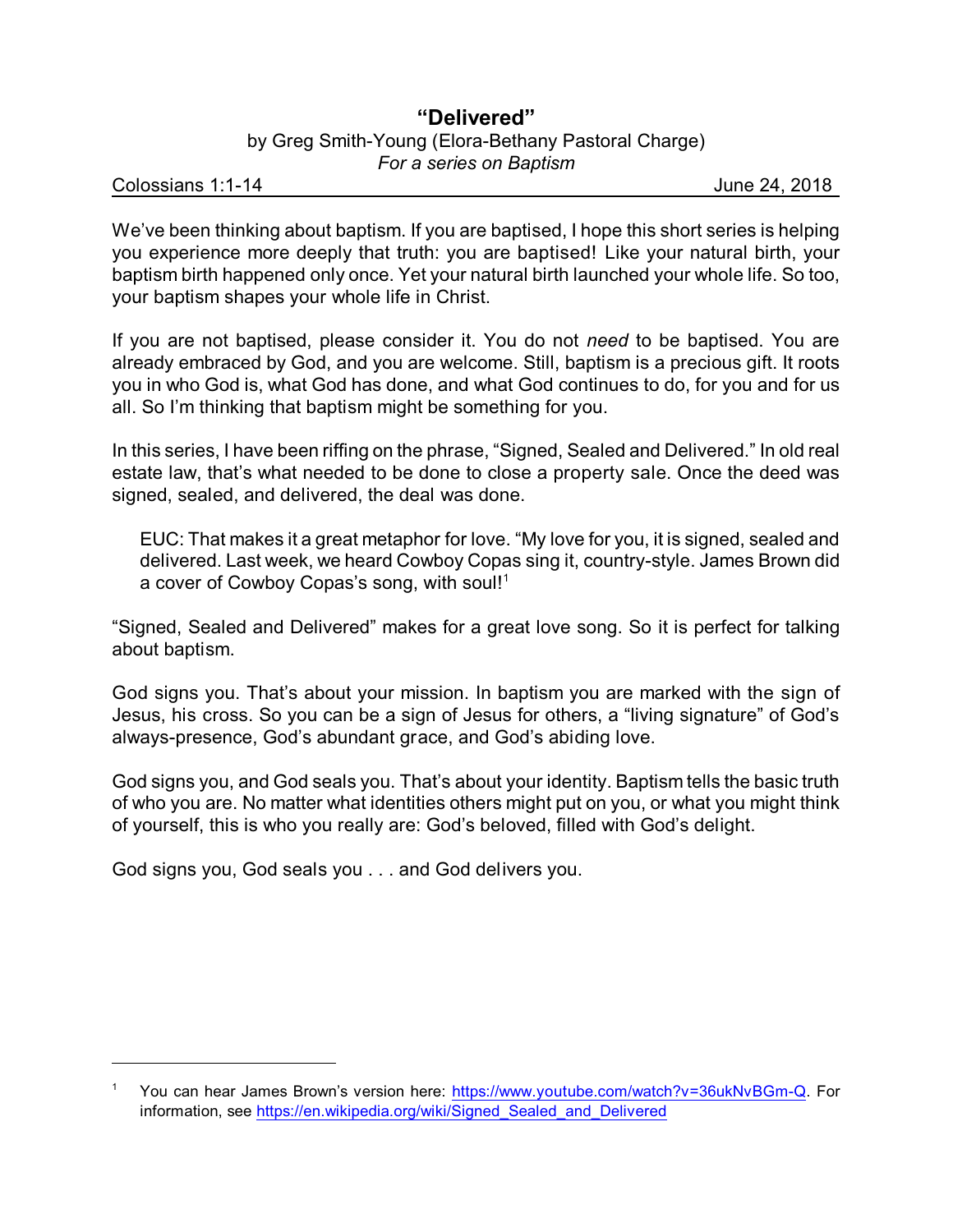# "Delivered"

by Greg Smith-Young (Elora-Bethany Pastoral Charge)

*For a series on Baptism*

Colossians 1:1-14 June 24, 2018

We've been thinking about baptism. If you are baptised, I hope this short series is helping you experience more deeply that truth: you are baptised! Like your natural birth, your baptism birth happened only once. Yet your natural birth launched your whole life. So too, your baptism shapes your whole life in Christ.

If you are not baptised, please consider it. You do not *need* to be baptised. You are already embraced by God, and you are welcome. Still, baptism is a precious gift. It roots you in who God is, what God has done, and what God continues to do, for you and for us all. So I'm thinking that baptism might be something for you.

In this series, I have been riffing on the phrase, "Signed, Sealed and Delivered." In old real estate law, that's what needed to be done to close a property sale. Once the deed was signed, sealed, and delivered, the deal was done.

> EUC: That makes it a great metaphor for love. "My love for you, it is signed, sealed and delivered. Last week, we heard Cowboy Copas sing it, country-style. James Brown did a cover of Cowboy Copas's song, with soul![1]

"Signed, Sealed and Delivered" makes for a great love song. So it is perfect for talking about baptism.

God signs you. That's about your mission. In baptism you are marked with the sign of Jesus, his cross. So you can be a sign of Jesus for others, a "living signature" of God's always-presence, God's abundant grace, and God's abiding love.

God signs you, and God seals you. That's about your identity. Baptism tells the basic truth of who you are. No matter what identities others might put on you, or what you might think of yourself, this is who you really are: God's beloved, filled with God's delight.

God signs you, God seals you . . . and God delivers you.

---

[1] You can hear James Brown's version here: https://www.youtube.com/watch?v=36ukNvBGm-Q. For information, see https://en.wikipedia.org/wiki/Signed_Sealed_and_Delivered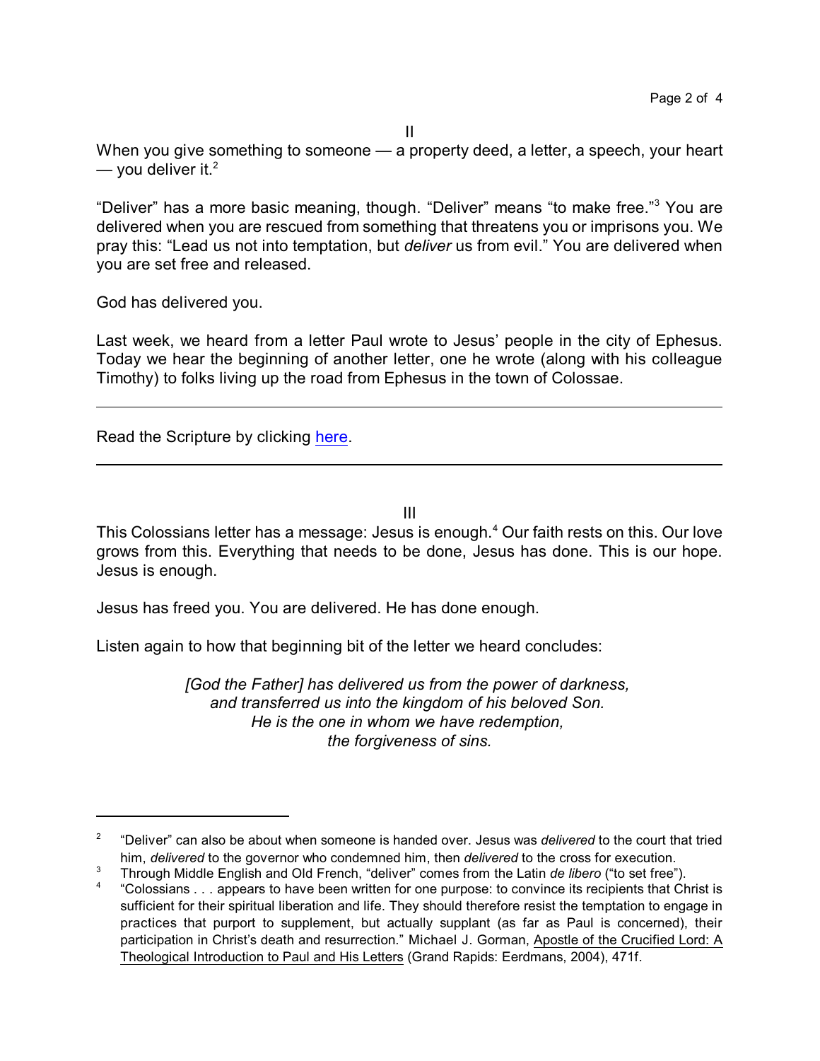II

When you give something to someone — a property deed, a letter, a speech, your heart — you deliver it.[2]

"Deliver" has a more basic meaning, though. "Deliver" means "to make free."[3] You are delivered when you are rescued from something that threatens you or imprisons you. We pray this: "Lead us not into temptation, but *deliver* us from evil." You are delivered when you are set free and released.

God has delivered you.

Last week, we heard from a letter Paul wrote to Jesus' people in the city of Ephesus. Today we hear the beginning of another letter, one he wrote (along with his colleague Timothy) to folks living up the road from Ephesus in the town of Colossae.

---

Read the Scripture by clicking here.

---

III

This Colossians letter has a message: Jesus is enough.[4] Our faith rests on this. Our love grows from this. Everything that needs to be done, Jesus has done. This is our hope. Jesus is enough.

Jesus has freed you. You are delivered. He has done enough.

Listen again to how that beginning bit of the letter we heard concludes:

> *[God the Father] has delivered us from the power of darkness,*
> *and transferred us into the kingdom of his beloved Son.*
> *He is the one in whom we have redemption,*
> *the forgiveness of sins.*

---

[2] "Deliver" can also be about when someone is handed over. Jesus was *delivered* to the court that tried him, *delivered* to the governor who condemned him, then *delivered* to the cross for execution.

[3] Through Middle English and Old French, "deliver" comes from the Latin *de libero* ("to set free").

[4] "Colossians . . . appears to have been written for one purpose: to convince its recipients that Christ is sufficient for their spiritual liberation and life. They should therefore resist the temptation to engage in practices that purport to supplement, but actually supplant (as far as Paul is concerned), their participation in Christ's death and resurrection." Michael J. Gorman, Apostle of the Crucified Lord: A Theological Introduction to Paul and His Letters (Grand Rapids: Eerdmans, 2004), 471f.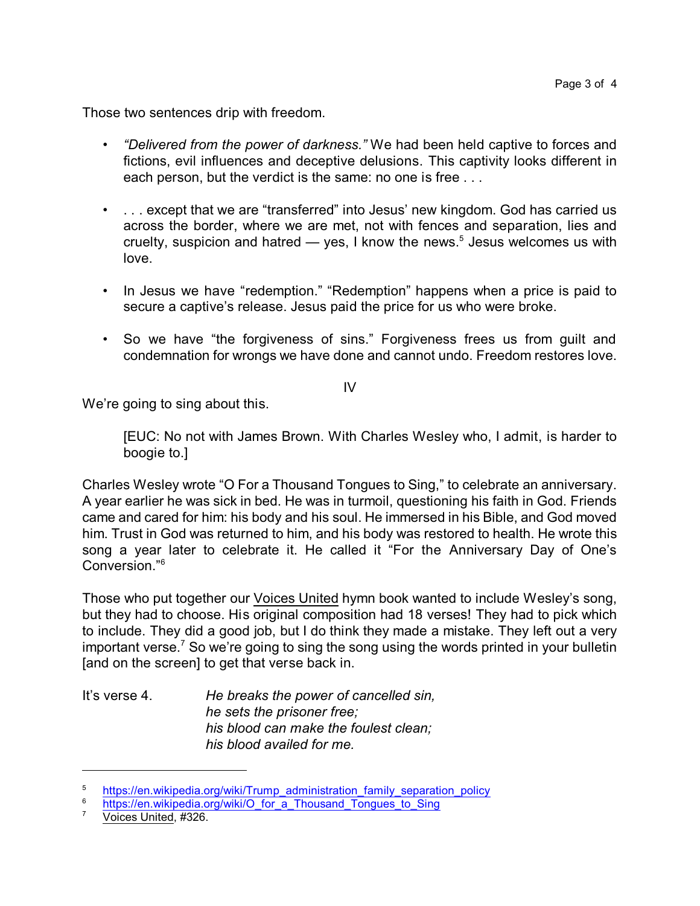Those two sentences drip with freedom.

- *"Delivered from the power of darkness."* We had been held captive to forces and fictions, evil influences and deceptive delusions. This captivity looks different in each person, but the verdict is the same: no one is free . . .

- . . . except that we are "transferred" into Jesus' new kingdom. God has carried us across the border, where we are met, not with fences and separation, lies and cruelty, suspicion and hatred — yes, I know the news.[5] Jesus welcomes us with love.

- In Jesus we have "redemption." "Redemption" happens when a price is paid to secure a captive's release. Jesus paid the price for us who were broke.

- So we have "the forgiveness of sins." Forgiveness frees us from guilt and condemnation for wrongs we have done and cannot undo. Freedom restores love.

IV

We're going to sing about this.

> [EUC: No not with James Brown. With Charles Wesley who, I admit, is harder to boogie to.]

Charles Wesley wrote "O For a Thousand Tongues to Sing," to celebrate an anniversary. A year earlier he was sick in bed. He was in turmoil, questioning his faith in God. Friends came and cared for him: his body and his soul. He immersed in his Bible, and God moved him. Trust in God was returned to him, and his body was restored to health. He wrote this song a year later to celebrate it. He called it "For the Anniversary Day of One's Conversion."[6]

Those who put together our Voices United hymn book wanted to include Wesley's song, but they had to choose. His original composition had 18 verses! They had to pick which to include. They did a good job, but I do think they made a mistake. They left out a very important verse.[7] So we're going to sing the song using the words printed in your bulletin [and on the screen] to get that verse back in.

It's verse 4.

> *He breaks the power of cancelled sin,*
> *he sets the prisoner free;*
> *his blood can make the foulest clean;*
> *his blood availed for me.*

---

[5] https://en.wikipedia.org/wiki/Trump_administration_family_separation_policy

[6] https://en.wikipedia.org/wiki/O_for_a_Thousand_Tongues_to_Sing

[7] Voices United, #326.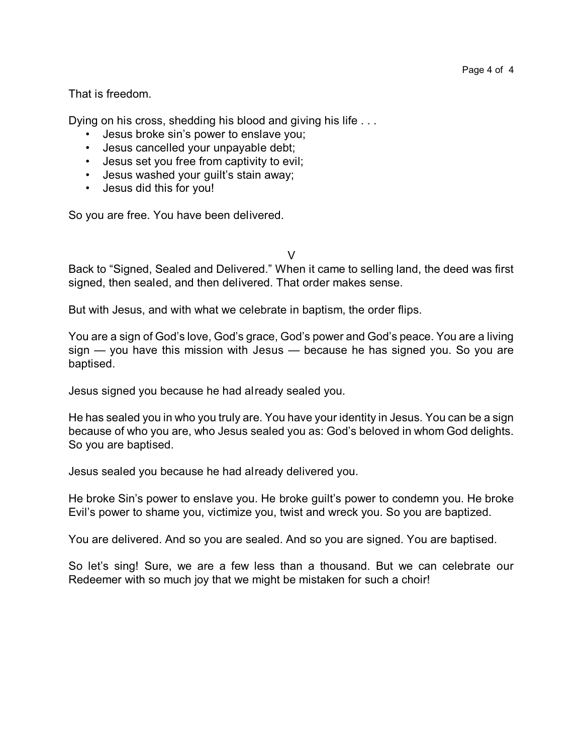That is freedom.

Dying on his cross, shedding his blood and giving his life . . .

- Jesus broke sin's power to enslave you;
- Jesus cancelled your unpayable debt;
- Jesus set you free from captivity to evil;
- Jesus washed your guilt's stain away;
- Jesus did this for you!

So you are free. You have been delivered.

V

Back to "Signed, Sealed and Delivered." When it came to selling land, the deed was first signed, then sealed, and then delivered. That order makes sense.

But with Jesus, and with what we celebrate in baptism, the order flips.

You are a sign of God's love, God's grace, God's power and God's peace. You are a living sign — you have this mission with Jesus — because he has signed you. So you are baptised.

Jesus signed you because he had already sealed you.

He has sealed you in who you truly are. You have your identity in Jesus. You can be a sign because of who you are, who Jesus sealed you as: God's beloved in whom God delights. So you are baptised.

Jesus sealed you because he had already delivered you.

He broke Sin's power to enslave you. He broke guilt's power to condemn you. He broke Evil's power to shame you, victimize you, twist and wreck you. So you are baptized.

You are delivered. And so you are sealed. And so you are signed. You are baptised.

So let's sing! Sure, we are a few less than a thousand. But we can celebrate our Redeemer with so much joy that we might be mistaken for such a choir!